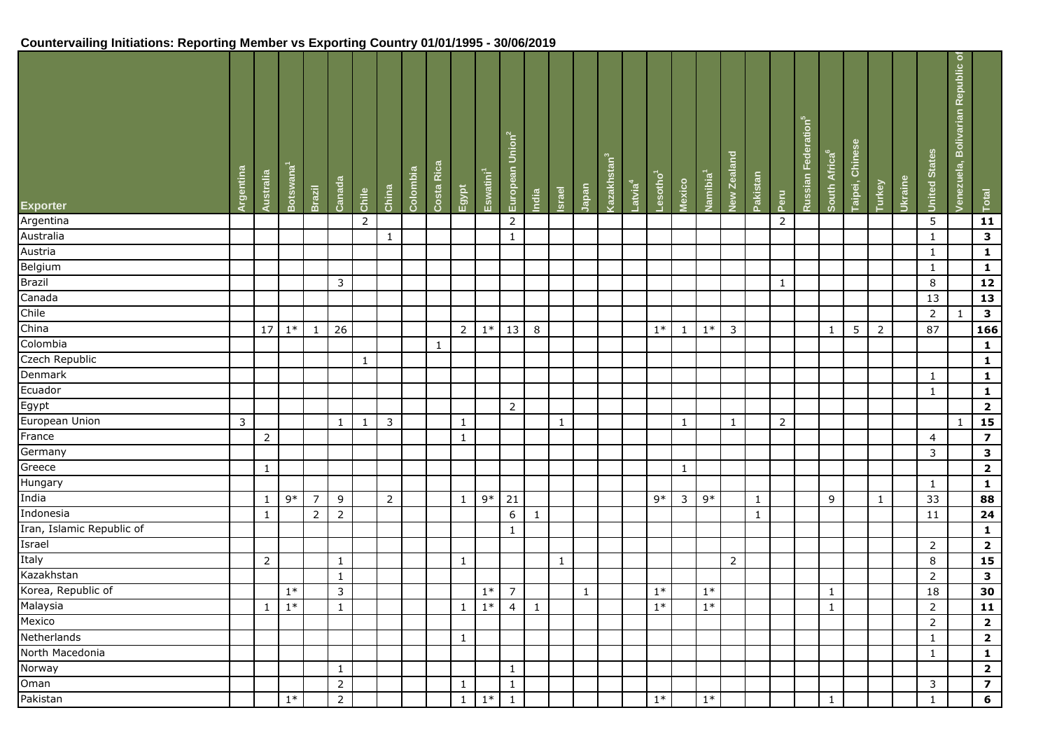**Countervailing Initiations: Reporting Member vs Exporting Country 01/01/1995 - 30/06/2019**

| Exporter | Argentina | Australia | Botswana[1] | Brazil | Canada | Chile | China | Colombia | Costa Rica | Egypt | Eswatini[1] | European Union[2] | India | Israel | Japan | Kazakhstan[3] | Latvia[4] | Lesotho[1] | Mexico | Namibia[1] | New Zealand | Pakistan | Peru | Russian Federation[5] | South Africa[6] | Taipei, Chinese | Turkey | Ukraine | United States | Venezuela, Bolivarian Republic of | Total |
|---|---|---|---|---|---|---|---|---|---|---|---|---|---|---|---|---|---|---|---|---|---|---|---|---|---|---|---|---|---|---|---|
| Argentina | | | | | | 2 | | | | | | 2 | | | | | | | | | | | 2 | | | | | | 5 | | **11** |
| Australia | | | | | | | 1 | | | | | 1 | | | | | | | | | | | | | | | | | 1 | | **3** |
| Austria | | | | | | | | | | | | | | | | | | | | | | | | | | | | | 1 | | **1** |
| Belgium | | | | | | | | | | | | | | | | | | | | | | | | | | | | | 1 | | **1** |
| Brazil | | | | | 3 | | | | | | | | | | | | | | | | | | 1 | | | | | | 8 | | **12** |
| Canada | | | | | | | | | | | | | | | | | | | | | | | | | | | | | 13 | | **13** |
| Chile | | | | | | | | | | | | | | | | | | | | | | | | | | | | | 2 | 1 | **3** |
| China | | 17 | 1* | 1 | 26 | | | | | 2 | 1* | 13 | 8 | | | | | 1* | 1 | 1* | 3 | | | | 1 | 5 | 2 | | 87 | | **166** |
| Colombia | | | | | | | | | 1 | | | | | | | | | | | | | | | | | | | | | | **1** |
| Czech Republic | | | | | | 1 | | | | | | | | | | | | | | | | | | | | | | | | | **1** |
| Denmark | | | | | | | | | | | | | | | | | | | | | | | | | | | | | 1 | | **1** |
| Ecuador | | | | | | | | | | | | | | | | | | | | | | | | | | | | | 1 | | **1** |
| Egypt | | | | | | | | | | | | 2 | | | | | | | | | | | | | | | | | | | **2** |
| European Union | 3 | | | | 1 | 1 | 3 | | | 1 | | | | 1 | | | | | 1 | | 1 | | 2 | | | | | | | 1 | **15** |
| France | | 2 | | | | | | | | 1 | | | | | | | | | | | | | | | | | | | 4 | | **7** |
| Germany | | | | | | | | | | | | | | | | | | | | | | | | | | | | | 3 | | **3** |
| Greece | | 1 | | | | | | | | | | | | | | | | | 1 | | | | | | | | | | | | **2** |
| Hungary | | | | | | | | | | | | | | | | | | | | | | | | | | | | | 1 | | **1** |
| India | | 1 | 9* | 7 | 9 | | 2 | | | 1 | 9* | 21 | | | | | | 9* | 3 | 9* | | 1 | | | 9 | | 1 | | 33 | | **88** |
| Indonesia | | 1 | | 2 | 2 | | | | | | | 6 | 1 | | | | | | | | | 1 | | | | | | | 11 | | **24** |
| Iran, Islamic Republic of | | | | | | | | | | | | 1 | | | | | | | | | | | | | | | | | | | **1** |
| Israel | | | | | | | | | | | | | | | | | | | | | | | | | | | | | 2 | | **2** |
| Italy | | 2 | | | 1 | | | | | 1 | | | | 1 | | | | | | | 2 | | | | | | | | 8 | | **15** |
| Kazakhstan | | | | | 1 | | | | | | | | | | | | | | | | | | | | | | | | 2 | | **3** |
| Korea, Republic of | | | 1* | | 3 | | | | | | 1* | 7 | | | 1 | | | 1* | | 1* | | | | | 1 | | | | 18 | | **30** |
| Malaysia | | 1 | 1* | | 1 | | | | | 1 | 1* | 4 | 1 | | | | | 1* | | 1* | | | | | 1 | | | | 2 | | **11** |
| Mexico | | | | | | | | | | | | | | | | | | | | | | | | | | | | | 2 | | **2** |
| Netherlands | | | | | | | | | | 1 | | | | | | | | | | | | | | | | | | | 1 | | **2** |
| North Macedonia | | | | | | | | | | | | | | | | | | | | | | | | | | | | | 1 | | **1** |
| Norway | | | | | 1 | | | | | | | 1 | | | | | | | | | | | | | | | | | | | **2** |
| Oman | | | | | 2 | | | | | 1 | | 1 | | | | | | | | | | | | | | | | | 3 | | **7** |
| Pakistan | | | 1* | | 2 | | | | | 1 | 1* | 1 | | | | | | 1* | | 1* | | | | | 1 | | | | 1 | | **6** |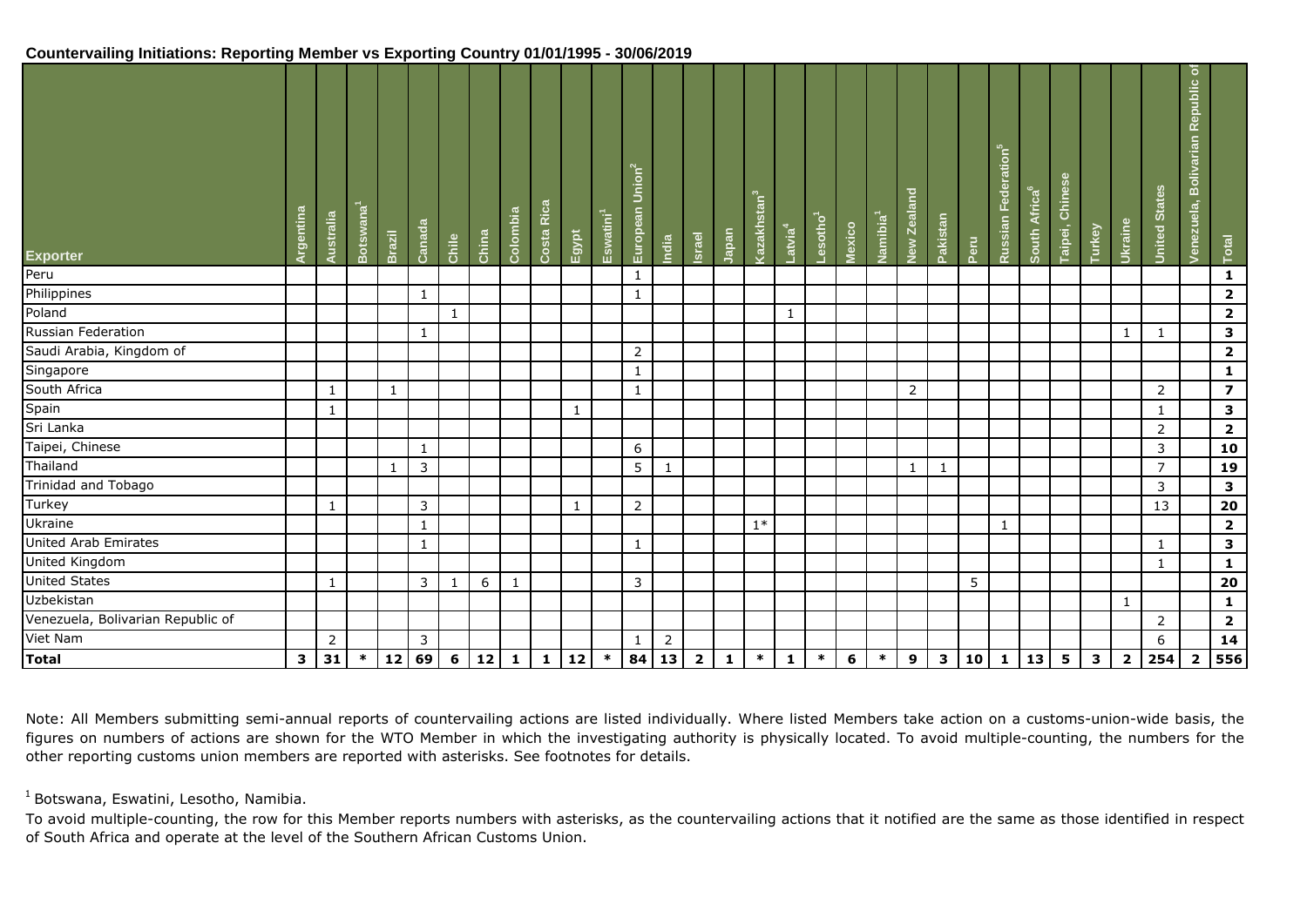**Countervailing Initiations: Reporting Member vs Exporting Country 01/01/1995 - 30/06/2019**

| Exporter | Argentina | Australia | Botswana[1] | Brazil | Canada | Chile | China | Colombia | Costa Rica | Egypt | Eswatini[1] | European Union[2] | India | Israel | Japan | Kazakhstan[3] | Latvia[4] | Lesotho[1] | Mexico | Namibia[1] | New Zealand | Pakistan | Peru | Russian Federation[5] | South Africa[6] | Taipei, Chinese | Turkey | Ukraine | United States | Venezuela, Bolivarian Republic of | Total |
|---|---|---|---|---|---|---|---|---|---|---|---|---|---|---|---|---|---|---|---|---|---|---|---|---|---|---|---|---|---|---|---|
| Peru | | | | | | | | | | | | 1 | | | | | | | | | | | | | | | | | | | **1** |
| Philippines | | | | | 1 | | | | | | | 1 | | | | | | | | | | | | | | | | | | | **2** |
| Poland | | | | | | 1 | | | | | | | | | | | 1 | | | | | | | | | | | | | | **2** |
| Russian Federation | | | | | 1 | | | | | | | | | | | | | | | | | | | | | | | 1 | 1 | | **3** |
| Saudi Arabia, Kingdom of | | | | | | | | | | | | 2 | | | | | | | | | | | | | | | | | | | **2** |
| Singapore | | | | | | | | | | | | 1 | | | | | | | | | | | | | | | | | | | **1** |
| South Africa | | 1 | | 1 | | | | | | | | 1 | | | | | | | | | 2 | | | | | | | | 2 | | **7** |
| Spain | | 1 | | | | | | | | 1 | | | | | | | | | | | | | | | | | | | 1 | | **3** |
| Sri Lanka | | | | | | | | | | | | | | | | | | | | | | | | | | | | | 2 | | **2** |
| Taipei, Chinese | | | | | 1 | | | | | | | 6 | | | | | | | | | | | | | | | | | 3 | | **10** |
| Thailand | | | | 1 | 3 | | | | | | | 5 | 1 | | | | | | | | 1 | 1 | | | | | | | 7 | | **19** |
| Trinidad and Tobago | | | | | | | | | | | | | | | | | | | | | | | | | | | | | 3 | | **3** |
| Turkey | | 1 | | | 3 | | | | | 1 | | 2 | | | | | | | | | | | | | | | | | 13 | | **20** |
| Ukraine | | | | | 1 | | | | | | | | | | | 1* | | | | | | | | 1 | | | | | | | **2** |
| United Arab Emirates | | | | | 1 | | | | | | | 1 | | | | | | | | | | | | | | | | | 1 | | **3** |
| United Kingdom | | | | | | | | | | | | | | | | | | | | | | | | | | | | | 1 | | **1** |
| United States | | 1 | | | 3 | 1 | 6 | 1 | | | | 3 | | | | | | | | | | | 5 | | | | | | | | **20** |
| Uzbekistan | | | | | | | | | | | | | | | | | | | | | | | | | | | | 1 | | | **1** |
| Venezuela, Bolivarian Republic of | | | | | | | | | | | | | | | | | | | | | | | | | | | | | 2 | | **2** |
| Viet Nam | | 2 | | | 3 | | | | | | | 1 | 2 | | | | | | | | | | | | | | | | 6 | | **14** |
| **Total** | **3** | **31** | **\*** | **12** | **69** | **6** | **12** | **1** | **1** | **12** | **\*** | **84** | **13** | **2** | **1** | **\*** | **1** | **\*** | **6** | **\*** | **9** | **3** | **10** | **1** | **13** | **5** | **3** | **2** | **254** | **2** | **556** |

Note: All Members submitting semi-annual reports of countervailing actions are listed individually. Where listed Members take action on a customs-union-wide basis, the figures on numbers of actions are shown for the WTO Member in which the investigating authority is physically located. To avoid multiple-counting, the numbers for the other reporting customs union members are reported with asterisks. See footnotes for details.

[1] Botswana, Eswatini, Lesotho, Namibia.

To avoid multiple-counting, the row for this Member reports numbers with asterisks, as the countervailing actions that it notified are the same as those identified in respect of South Africa and operate at the level of the Southern African Customs Union.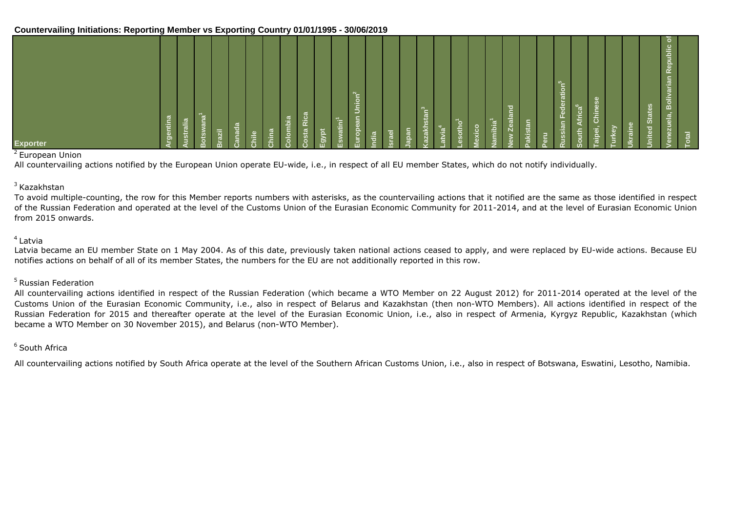**Countervailing Initiations: Reporting Member vs Exporting Country 01/01/1995 - 30/06/2019**

| Exporter | Argentina | Australia | Botswana[1] | Brazil | Canada | Chile | China | Colombia | Costa Rica | Egypt | Eswatini[1] | European Union[2] | India | Israel | Japan | Kazakhstan[3] | Latvia[4] | Lesotho[1] | Mexico | Namibia[1] | New Zealand | Pakistan | Peru | Russian Federation[5] | South Africa[6] | Taipei, Chinese | Turkey | Ukraine | United States | Venezuela, Bolivarian Republic of | Total |
|---|---|---|---|---|---|---|---|---|---|---|---|---|---|---|---|---|---|---|---|---|---|---|---|---|---|---|---|---|---|---|---|

[2] European Union

All countervailing actions notified by the European Union operate EU-wide, i.e., in respect of all EU member States, which do not notify individually.

[3] Kazakhstan

To avoid multiple-counting, the row for this Member reports numbers with asterisks, as the countervailing actions that it notified are the same as those identified in respect of the Russian Federation and operated at the level of the Customs Union of the Eurasian Economic Community for 2011-2014, and at the level of Eurasian Economic Union from 2015 onwards.

[4] Latvia

Latvia became an EU member State on 1 May 2004. As of this date, previously taken national actions ceased to apply, and were replaced by EU-wide actions. Because EU notifies actions on behalf of all of its member States, the numbers for the EU are not additionally reported in this row.

[5] Russian Federation

All countervailing actions identified in respect of the Russian Federation (which became a WTO Member on 22 August 2012) for 2011-2014 operated at the level of the Customs Union of the Eurasian Economic Community, i.e., also in respect of Belarus and Kazakhstan (then non-WTO Members). All actions identified in respect of the Russian Federation for 2015 and thereafter operate at the level of the Eurasian Economic Union, i.e., also in respect of Armenia, Kyrgyz Republic, Kazakhstan (which became a WTO Member on 30 November 2015), and Belarus (non-WTO Member).

[6] South Africa

All countervailing actions notified by South Africa operate at the level of the Southern African Customs Union, i.e., also in respect of Botswana, Eswatini, Lesotho, Namibia.